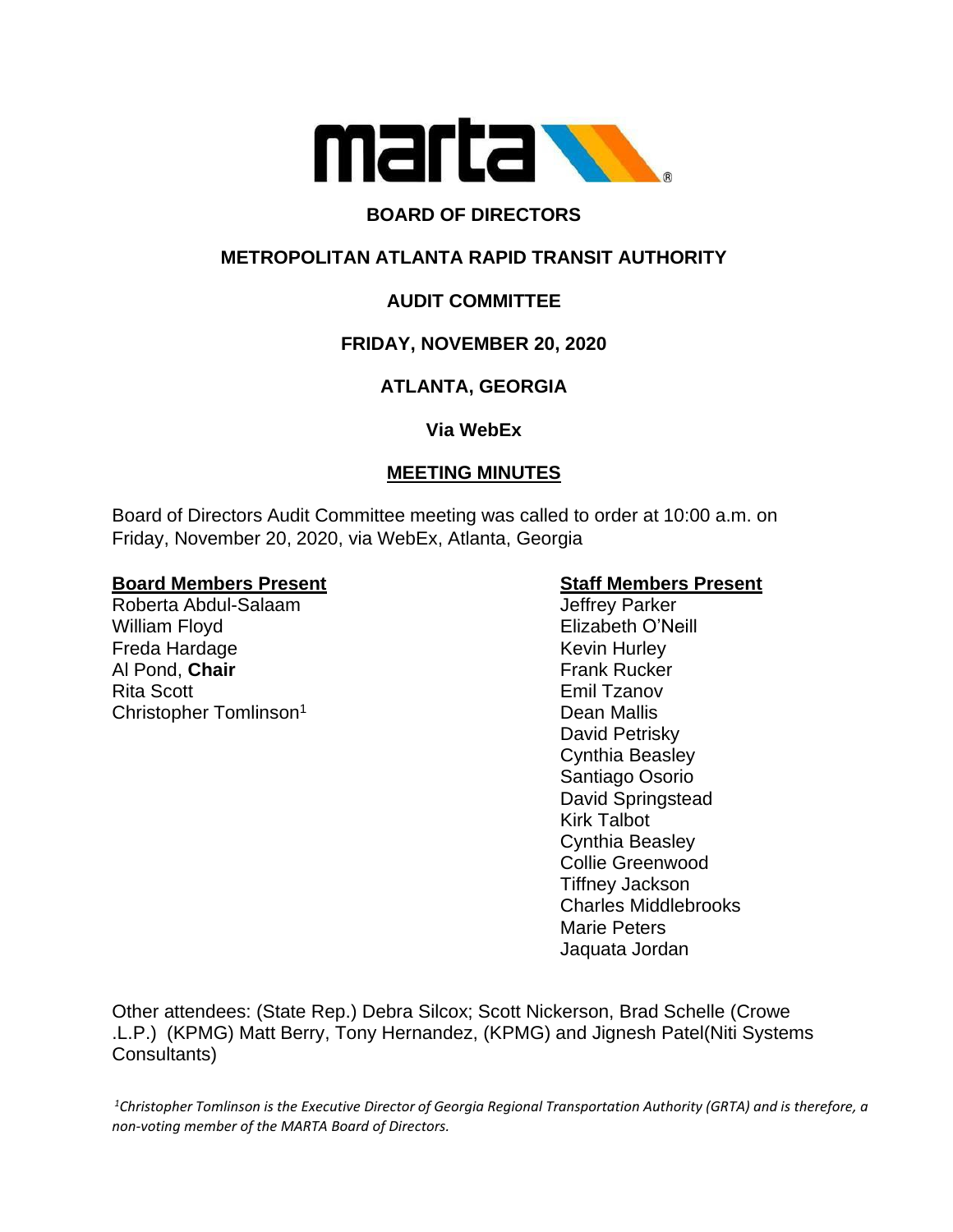# BOARD OF DIRECTORS

## METROPOLITAN ATLANTA RAPID TRANSIT AUTHORITY

## AUDIT COMMITTEE

## FRIDAY, NOVEMBER 20, 2020

## ATLANTA, GEORGIA

### Via WebEx

### MEETING MINUTES

Board of Directors Audit Committee meeting was called to order at 10:00 a.m. on Friday, November 20, 2020, via WebEx, Atlanta, Georgia

**Board Members Present**

Roberta Abdul-Salaam
William Floyd
Freda Hardage
Al Pond, **Chair**
Rita Scott
Christopher Tomlinson[1]

**Staff Members Present**

Jeffrey Parker
Elizabeth O'Neill
Kevin Hurley
Frank Rucker
Emil Tzanov
Dean Mallis
David Petrisky
Cynthia Beasley
Santiago Osorio
David Springstead
Kirk Talbot
Cynthia Beasley
Collie Greenwood
Tiffney Jackson
Charles Middlebrooks
Marie Peters
Jaquata Jordan

Other attendees: (State Rep.) Debra Silcox; Scott Nickerson, Brad Schelle (Crowe .L.P.) (KPMG) Matt Berry, Tony Hernandez, (KPMG) and Jignesh Patel(Niti Systems Consultants)

*[1]Christopher Tomlinson is the Executive Director of Georgia Regional Transportation Authority (GRTA) and is therefore, a non-voting member of the MARTA Board of Directors.*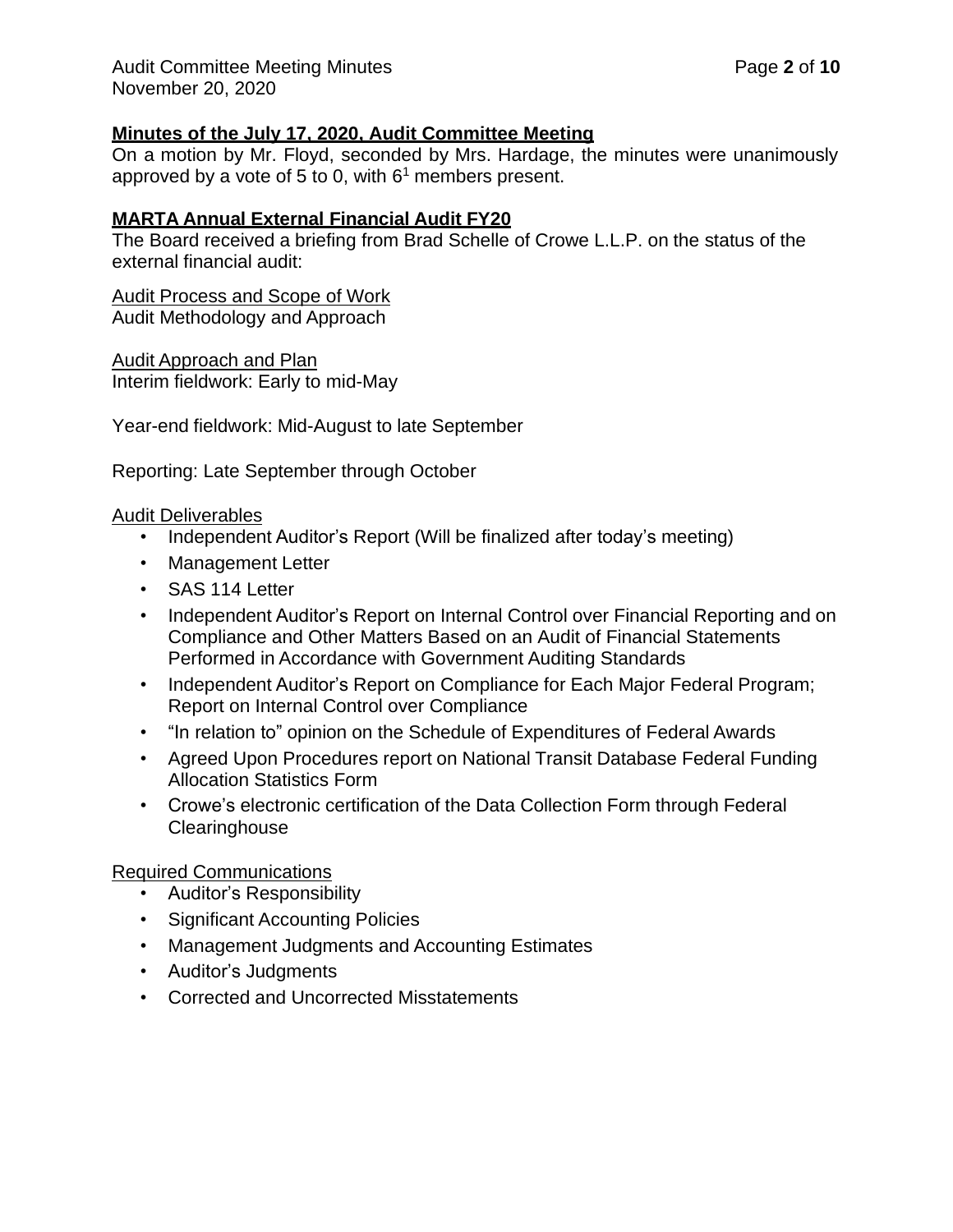**Minutes of the July 17, 2020, Audit Committee Meeting**

On a motion by Mr. Floyd, seconded by Mrs. Hardage, the minutes were unanimously approved by a vote of 5 to 0, with 6[1] members present.

**MARTA Annual External Financial Audit FY20**

The Board received a briefing from Brad Schelle of Crowe L.L.P. on the status of the external financial audit:

Audit Process and Scope of Work

Audit Methodology and Approach

Audit Approach and Plan

Interim fieldwork: Early to mid-May

Year-end fieldwork: Mid-August to late September

Reporting: Late September through October

Audit Deliverables

- Independent Auditor's Report (Will be finalized after today's meeting)
- Management Letter
- SAS 114 Letter
- Independent Auditor's Report on Internal Control over Financial Reporting and on Compliance and Other Matters Based on an Audit of Financial Statements Performed in Accordance with Government Auditing Standards
- Independent Auditor's Report on Compliance for Each Major Federal Program; Report on Internal Control over Compliance
- "In relation to" opinion on the Schedule of Expenditures of Federal Awards
- Agreed Upon Procedures report on National Transit Database Federal Funding Allocation Statistics Form
- Crowe's electronic certification of the Data Collection Form through Federal Clearinghouse

Required Communications

- Auditor's Responsibility
- Significant Accounting Policies
- Management Judgments and Accounting Estimates
- Auditor's Judgments
- Corrected and Uncorrected Misstatements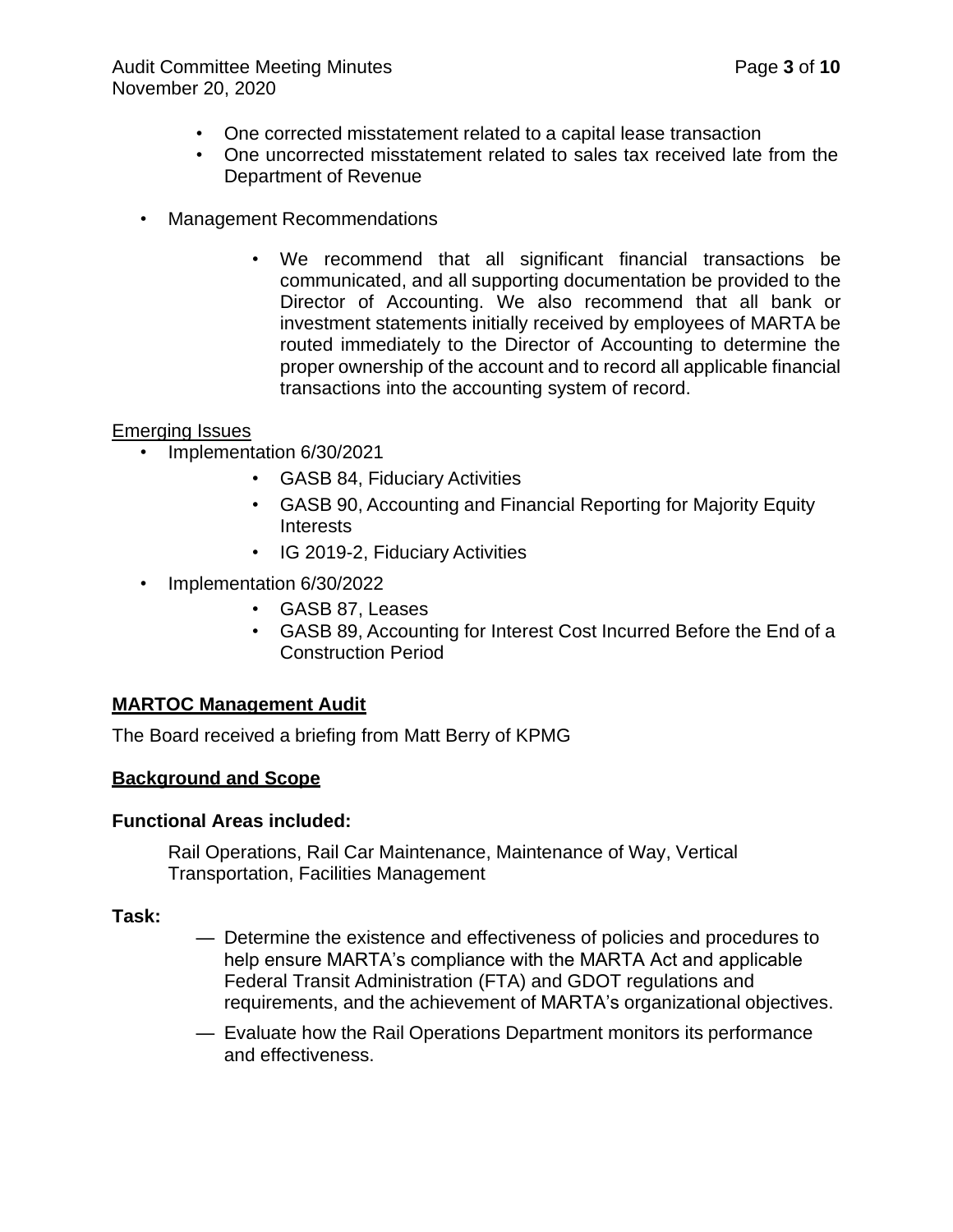- One corrected misstatement related to a capital lease transaction
- One uncorrected misstatement related to sales tax received late from the Department of Revenue

- Management Recommendations
    - We recommend that all significant financial transactions be communicated, and all supporting documentation be provided to the Director of Accounting. We also recommend that all bank or investment statements initially received by employees of MARTA be routed immediately to the Director of Accounting to determine the proper ownership of the account and to record all applicable financial transactions into the accounting system of record.

Emerging Issues

- Implementation 6/30/2021
    - GASB 84, Fiduciary Activities
    - GASB 90, Accounting and Financial Reporting for Majority Equity Interests
    - IG 2019-2, Fiduciary Activities
- Implementation 6/30/2022
    - GASB 87, Leases
    - GASB 89, Accounting for Interest Cost Incurred Before the End of a Construction Period

**MARTOC Management Audit**

The Board received a briefing from Matt Berry of KPMG

**Background and Scope**

**Functional Areas included:**

Rail Operations, Rail Car Maintenance, Maintenance of Way, Vertical Transportation, Facilities Management

**Task:**

— Determine the existence and effectiveness of policies and procedures to help ensure MARTA's compliance with the MARTA Act and applicable Federal Transit Administration (FTA) and GDOT regulations and requirements, and the achievement of MARTA's organizational objectives.

— Evaluate how the Rail Operations Department monitors its performance and effectiveness.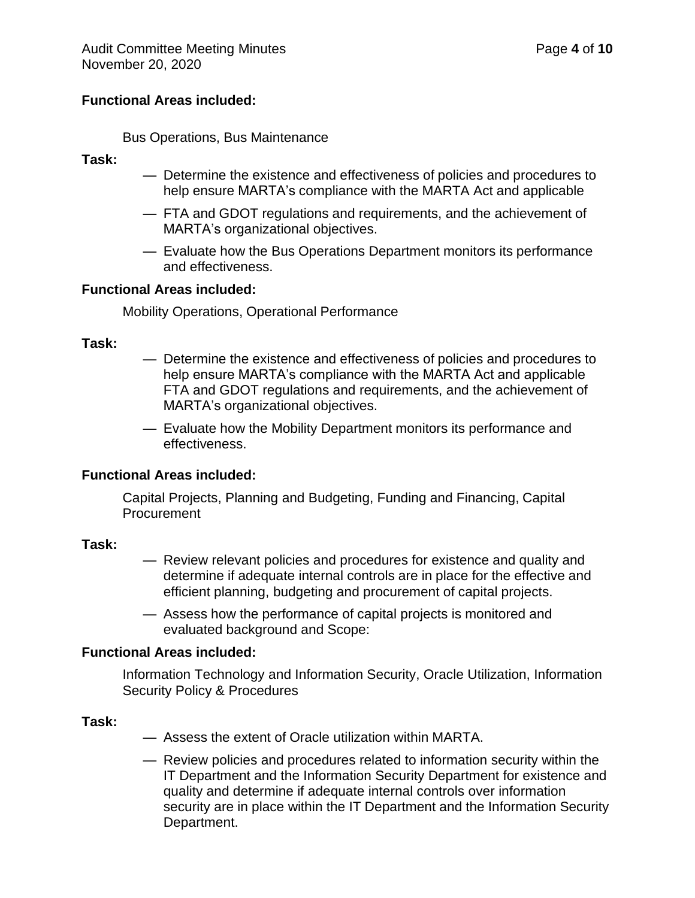**Functional Areas included:**

Bus Operations, Bus Maintenance

**Task:**

- Determine the existence and effectiveness of policies and procedures to help ensure MARTA's compliance with the MARTA Act and applicable
- FTA and GDOT regulations and requirements, and the achievement of MARTA's organizational objectives.
- Evaluate how the Bus Operations Department monitors its performance and effectiveness.

**Functional Areas included:**

Mobility Operations, Operational Performance

**Task:**

- Determine the existence and effectiveness of policies and procedures to help ensure MARTA's compliance with the MARTA Act and applicable FTA and GDOT regulations and requirements, and the achievement of MARTA's organizational objectives.
- Evaluate how the Mobility Department monitors its performance and effectiveness.

**Functional Areas included:**

Capital Projects, Planning and Budgeting, Funding and Financing, Capital Procurement

**Task:**

- Review relevant policies and procedures for existence and quality and determine if adequate internal controls are in place for the effective and efficient planning, budgeting and procurement of capital projects.
- Assess how the performance of capital projects is monitored and evaluated background and Scope:

**Functional Areas included:**

Information Technology and Information Security, Oracle Utilization, Information Security Policy & Procedures

**Task:**

- Assess the extent of Oracle utilization within MARTA.
- Review policies and procedures related to information security within the IT Department and the Information Security Department for existence and quality and determine if adequate internal controls over information security are in place within the IT Department and the Information Security Department.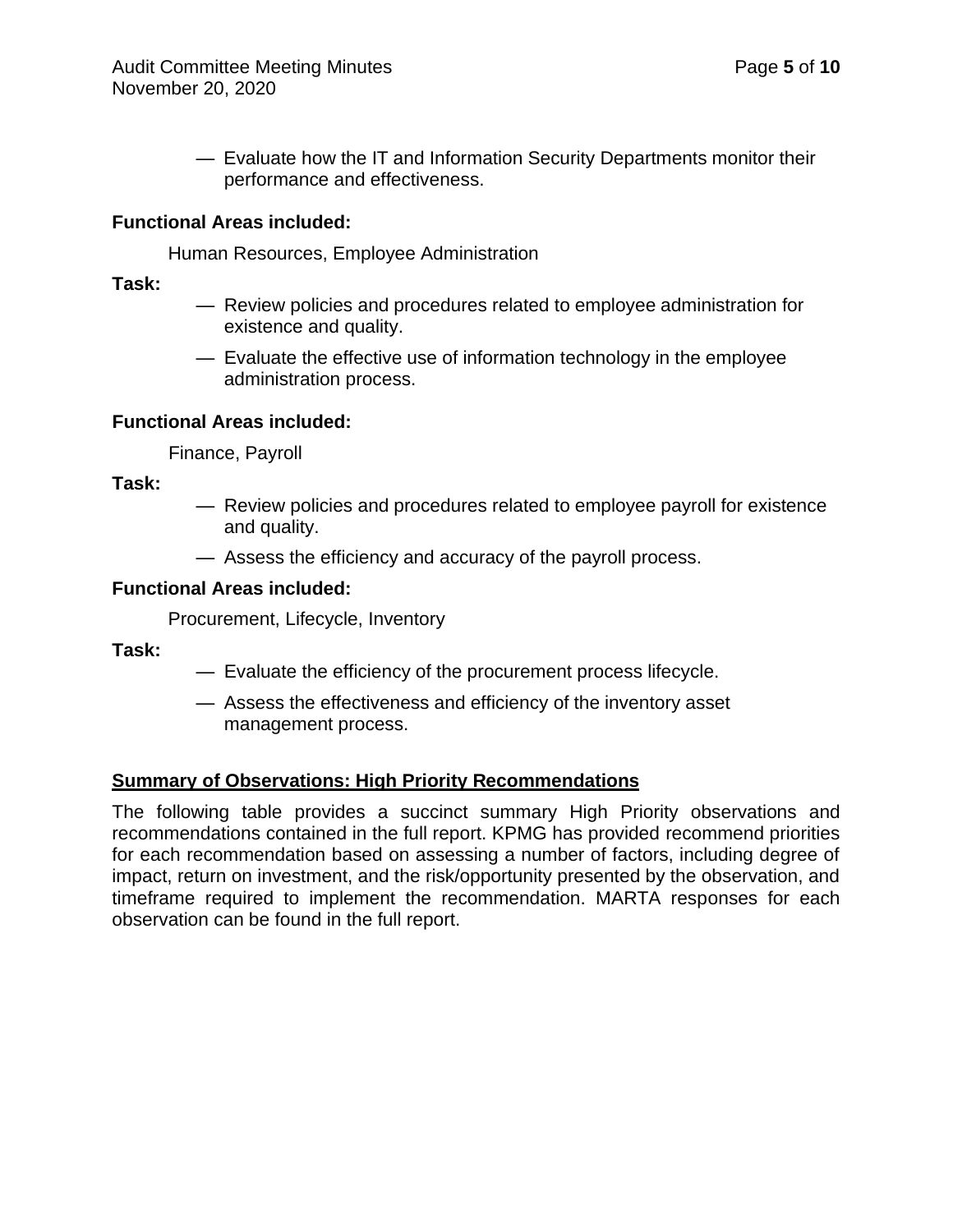— Evaluate how the IT and Information Security Departments monitor their performance and effectiveness.

**Functional Areas included:**

Human Resources, Employee Administration

**Task:**

— Review policies and procedures related to employee administration for existence and quality.

— Evaluate the effective use of information technology in the employee administration process.

**Functional Areas included:**

Finance, Payroll

**Task:**

— Review policies and procedures related to employee payroll for existence and quality.

— Assess the efficiency and accuracy of the payroll process.

**Functional Areas included:**

Procurement, Lifecycle, Inventory

**Task:**

— Evaluate the efficiency of the procurement process lifecycle.

— Assess the effectiveness and efficiency of the inventory asset management process.

**<u>Summary of Observations: High Priority Recommendations</u>**

The following table provides a succinct summary High Priority observations and recommendations contained in the full report. KPMG has provided recommend priorities for each recommendation based on assessing a number of factors, including degree of impact, return on investment, and the risk/opportunity presented by the observation, and timeframe required to implement the recommendation. MARTA responses for each observation can be found in the full report.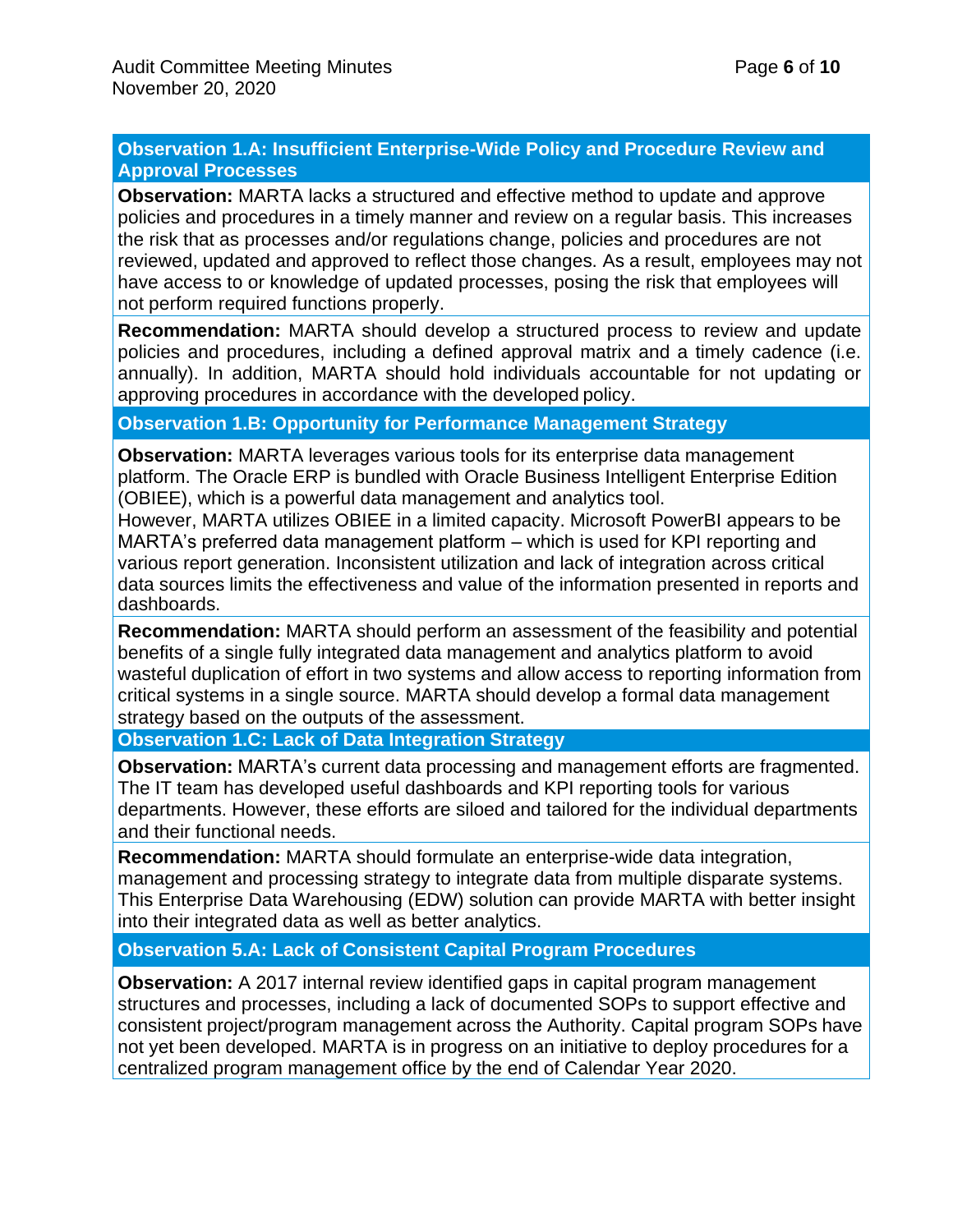### Observation 1.A: Insufficient Enterprise-Wide Policy and Procedure Review and Approval Processes

**Observation:** MARTA lacks a structured and effective method to update and approve policies and procedures in a timely manner and review on a regular basis. This increases the risk that as processes and/or regulations change, policies and procedures are not reviewed, updated and approved to reflect those changes. As a result, employees may not have access to or knowledge of updated processes, posing the risk that employees will not perform required functions properly.

**Recommendation:** MARTA should develop a structured process to review and update policies and procedures, including a defined approval matrix and a timely cadence (i.e. annually). In addition, MARTA should hold individuals accountable for not updating or approving procedures in accordance with the developed policy.

### Observation 1.B: Opportunity for Performance Management Strategy

**Observation:** MARTA leverages various tools for its enterprise data management platform. The Oracle ERP is bundled with Oracle Business Intelligent Enterprise Edition (OBIEE), which is a powerful data management and analytics tool.
However, MARTA utilizes OBIEE in a limited capacity. Microsoft PowerBI appears to be MARTA's preferred data management platform – which is used for KPI reporting and various report generation. Inconsistent utilization and lack of integration across critical data sources limits the effectiveness and value of the information presented in reports and dashboards.

**Recommendation:** MARTA should perform an assessment of the feasibility and potential benefits of a single fully integrated data management and analytics platform to avoid wasteful duplication of effort in two systems and allow access to reporting information from critical systems in a single source. MARTA should develop a formal data management strategy based on the outputs of the assessment.

### Observation 1.C: Lack of Data Integration Strategy

**Observation:** MARTA's current data processing and management efforts are fragmented. The IT team has developed useful dashboards and KPI reporting tools for various departments. However, these efforts are siloed and tailored for the individual departments and their functional needs.

**Recommendation:** MARTA should formulate an enterprise-wide data integration, management and processing strategy to integrate data from multiple disparate systems. This Enterprise Data Warehousing (EDW) solution can provide MARTA with better insight into their integrated data as well as better analytics.

### Observation 5.A: Lack of Consistent Capital Program Procedures

**Observation:** A 2017 internal review identified gaps in capital program management structures and processes, including a lack of documented SOPs to support effective and consistent project/program management across the Authority. Capital program SOPs have not yet been developed. MARTA is in progress on an initiative to deploy procedures for a centralized program management office by the end of Calendar Year 2020.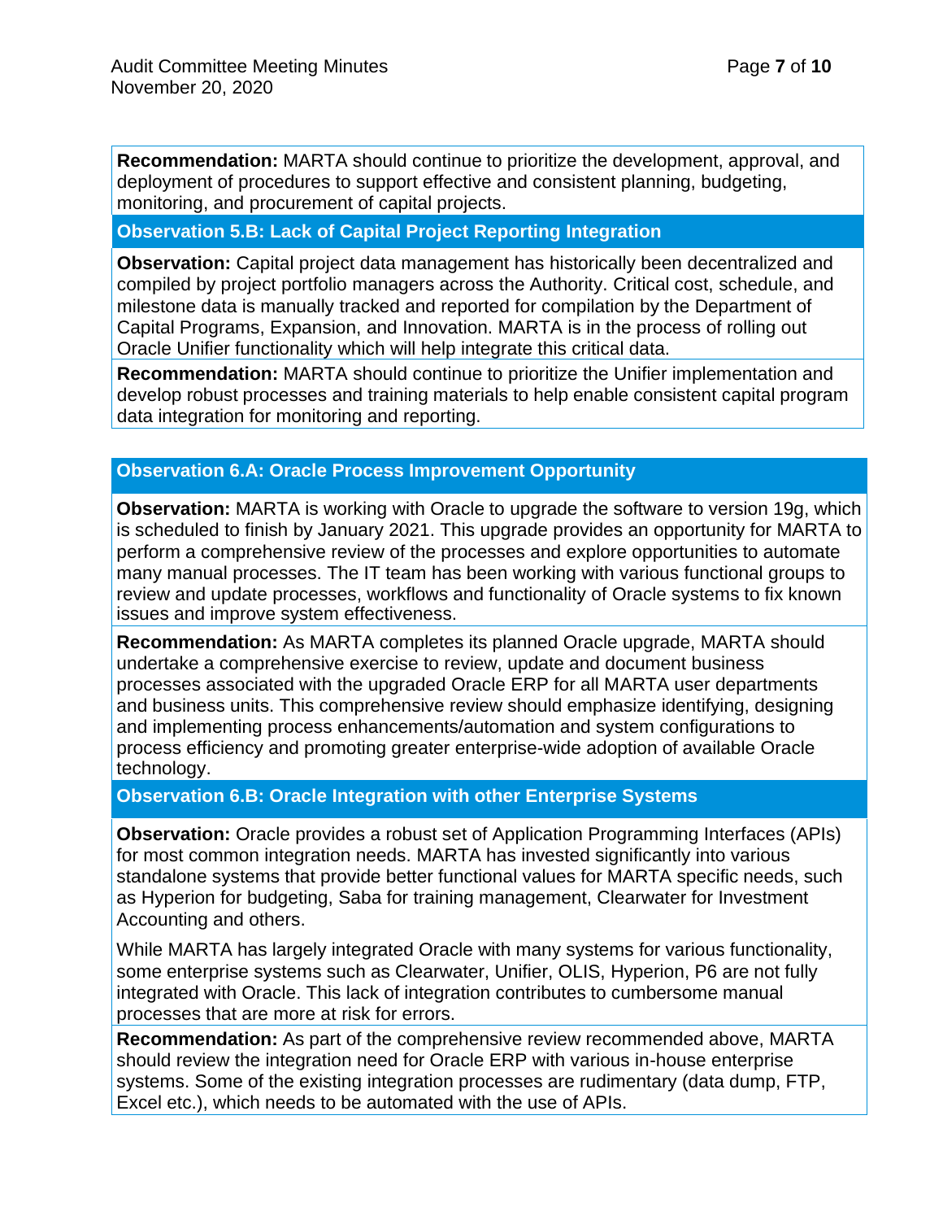**Recommendation:** MARTA should continue to prioritize the development, approval, and deployment of procedures to support effective and consistent planning, budgeting, monitoring, and procurement of capital projects.

### Observation 5.B: Lack of Capital Project Reporting Integration

**Observation:** Capital project data management has historically been decentralized and compiled by project portfolio managers across the Authority. Critical cost, schedule, and milestone data is manually tracked and reported for compilation by the Department of Capital Programs, Expansion, and Innovation. MARTA is in the process of rolling out Oracle Unifier functionality which will help integrate this critical data.

**Recommendation:** MARTA should continue to prioritize the Unifier implementation and develop robust processes and training materials to help enable consistent capital program data integration for monitoring and reporting.

### Observation 6.A: Oracle Process Improvement Opportunity

**Observation:** MARTA is working with Oracle to upgrade the software to version 19g, which is scheduled to finish by January 2021. This upgrade provides an opportunity for MARTA to perform a comprehensive review of the processes and explore opportunities to automate many manual processes. The IT team has been working with various functional groups to review and update processes, workflows and functionality of Oracle systems to fix known issues and improve system effectiveness.

**Recommendation:** As MARTA completes its planned Oracle upgrade, MARTA should undertake a comprehensive exercise to review, update and document business processes associated with the upgraded Oracle ERP for all MARTA user departments and business units. This comprehensive review should emphasize identifying, designing and implementing process enhancements/automation and system configurations to process efficiency and promoting greater enterprise-wide adoption of available Oracle technology.

### Observation 6.B: Oracle Integration with other Enterprise Systems

**Observation:** Oracle provides a robust set of Application Programming Interfaces (APIs) for most common integration needs. MARTA has invested significantly into various standalone systems that provide better functional values for MARTA specific needs, such as Hyperion for budgeting, Saba for training management, Clearwater for Investment Accounting and others.

While MARTA has largely integrated Oracle with many systems for various functionality, some enterprise systems such as Clearwater, Unifier, OLIS, Hyperion, P6 are not fully integrated with Oracle. This lack of integration contributes to cumbersome manual processes that are more at risk for errors.

**Recommendation:** As part of the comprehensive review recommended above, MARTA should review the integration need for Oracle ERP with various in-house enterprise systems. Some of the existing integration processes are rudimentary (data dump, FTP, Excel etc.), which needs to be automated with the use of APIs.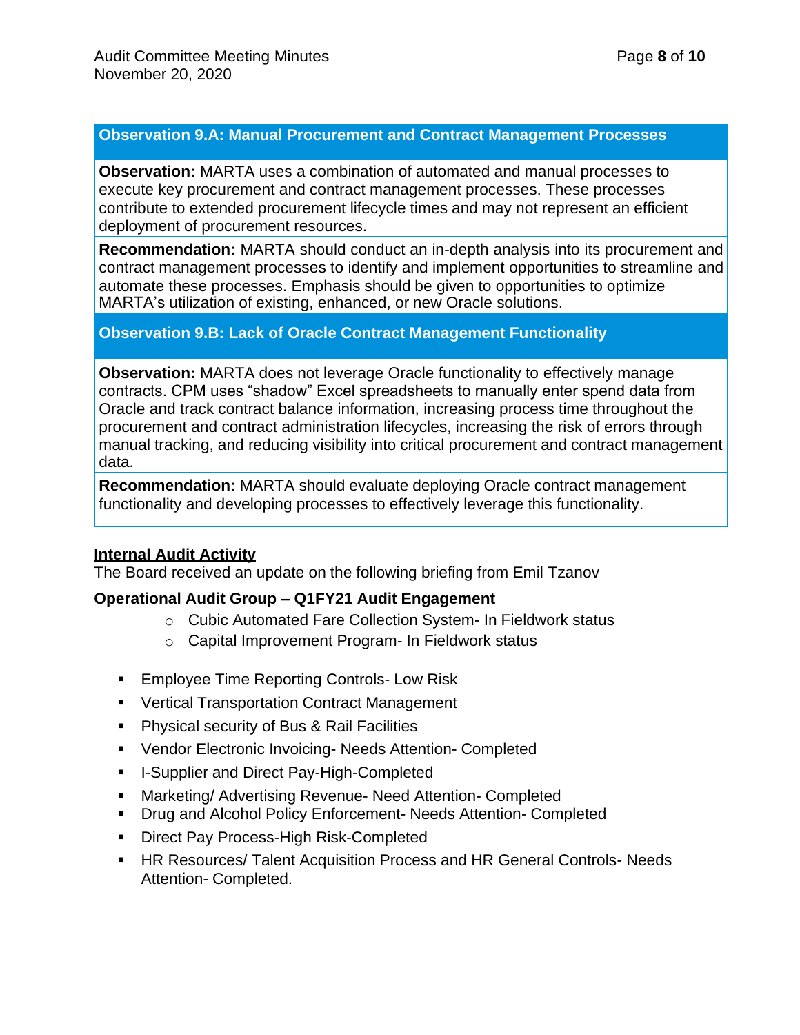### Observation 9.A: Manual Procurement and Contract Management Processes

**Observation:** MARTA uses a combination of automated and manual processes to execute key procurement and contract management processes. These processes contribute to extended procurement lifecycle times and may not represent an efficient deployment of procurement resources.

**Recommendation:** MARTA should conduct an in-depth analysis into its procurement and contract management processes to identify and implement opportunities to streamline and automate these processes. Emphasis should be given to opportunities to optimize MARTA's utilization of existing, enhanced, or new Oracle solutions.

### Observation 9.B: Lack of Oracle Contract Management Functionality

**Observation:** MARTA does not leverage Oracle functionality to effectively manage contracts. CPM uses "shadow" Excel spreadsheets to manually enter spend data from Oracle and track contract balance information, increasing process time throughout the procurement and contract administration lifecycles, increasing the risk of errors through manual tracking, and reducing visibility into critical procurement and contract management data.

**Recommendation:** MARTA should evaluate deploying Oracle contract management functionality and developing processes to effectively leverage this functionality.

**<u>Internal Audit Activity</u>**

The Board received an update on the following briefing from Emil Tzanov

**Operational Audit Group – Q1FY21 Audit Engagement**

- Cubic Automated Fare Collection System- In Fieldwork status
- Capital Improvement Program- In Fieldwork status

- Employee Time Reporting Controls- Low Risk
- Vertical Transportation Contract Management
- Physical security of Bus & Rail Facilities
- Vendor Electronic Invoicing- Needs Attention- Completed
- I-Supplier and Direct Pay-High-Completed
- Marketing/ Advertising Revenue- Need Attention- Completed
- Drug and Alcohol Policy Enforcement- Needs Attention- Completed
- Direct Pay Process-High Risk-Completed
- HR Resources/ Talent Acquisition Process and HR General Controls- Needs Attention- Completed.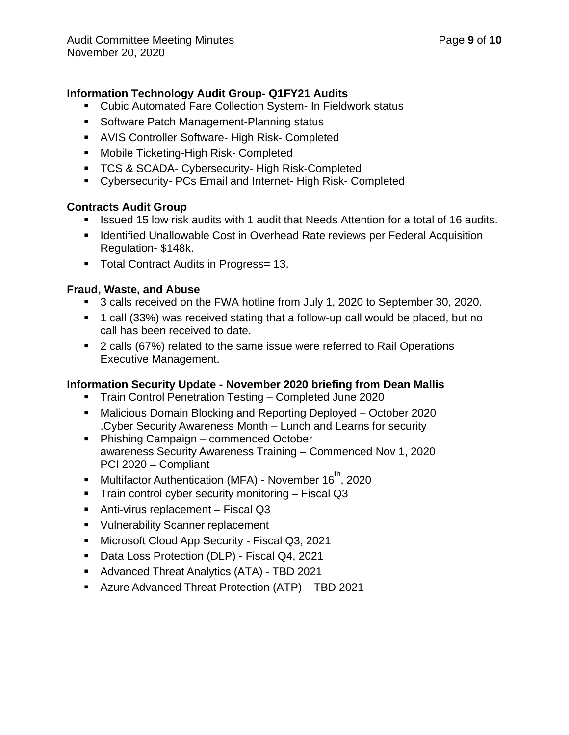### Information Technology Audit Group- Q1FY21 Audits

- Cubic Automated Fare Collection System- In Fieldwork status
- Software Patch Management-Planning status
- AVIS Controller Software- High Risk- Completed
- Mobile Ticketing-High Risk- Completed
- TCS & SCADA- Cybersecurity- High Risk-Completed
- Cybersecurity- PCs Email and Internet- High Risk- Completed

### Contracts Audit Group

- Issued 15 low risk audits with 1 audit that Needs Attention for a total of 16 audits.
- Identified Unallowable Cost in Overhead Rate reviews per Federal Acquisition Regulation- $148k.
- Total Contract Audits in Progress= 13.

### Fraud, Waste, and Abuse

- 3 calls received on the FWA hotline from July 1, 2020 to September 30, 2020.
- 1 call (33%) was received stating that a follow-up call would be placed, but no call has been received to date.
- 2 calls (67%) related to the same issue were referred to Rail Operations Executive Management.

### Information Security Update - November 2020 briefing from Dean Mallis

- Train Control Penetration Testing – Completed June 2020
- Malicious Domain Blocking and Reporting Deployed – October 2020 .Cyber Security Awareness Month – Lunch and Learns for security
- Phishing Campaign – commenced October awareness Security Awareness Training – Commenced Nov 1, 2020 PCI 2020 – Compliant
- Multifactor Authentication (MFA) - November 16th, 2020
- Train control cyber security monitoring – Fiscal Q3
- Anti-virus replacement – Fiscal Q3
- Vulnerability Scanner replacement
- Microsoft Cloud App Security - Fiscal Q3, 2021
- Data Loss Protection (DLP) - Fiscal Q4, 2021
- Advanced Threat Analytics (ATA) - TBD 2021
- Azure Advanced Threat Protection (ATP) – TBD 2021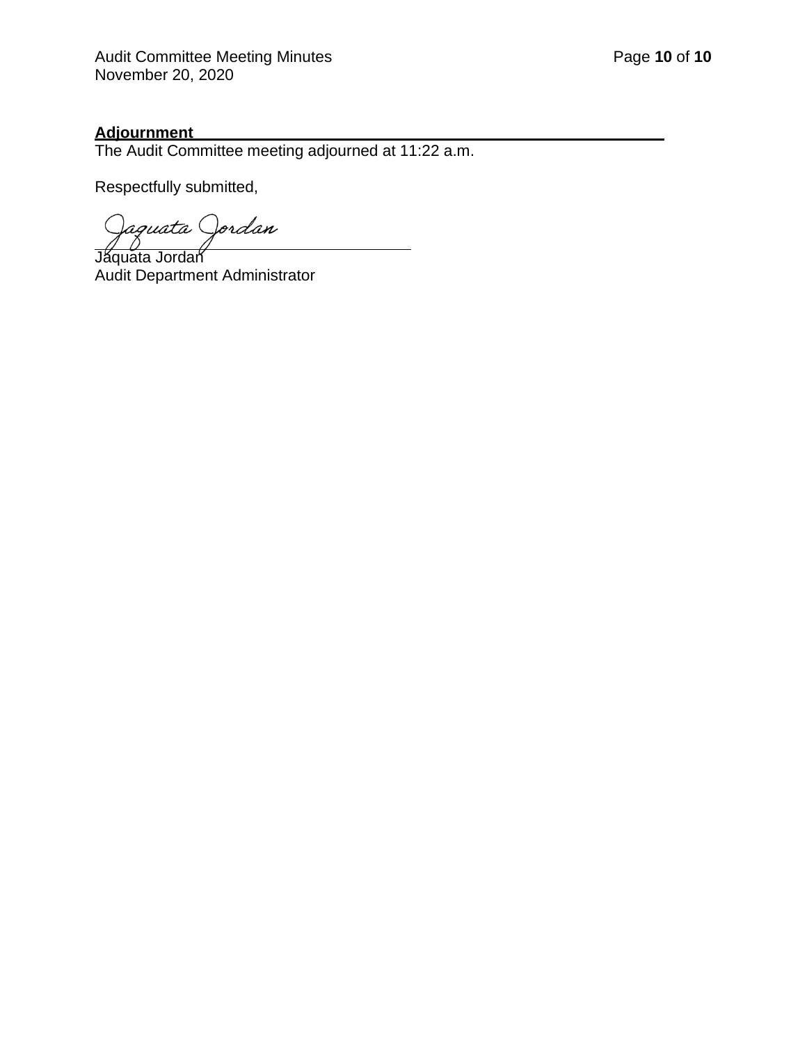**Adjournment**

The Audit Committee meeting adjourned at 11:22 a.m.

Respectfully submitted,

Jaquata Jordan

Jaquata Jordan
Audit Department Administrator